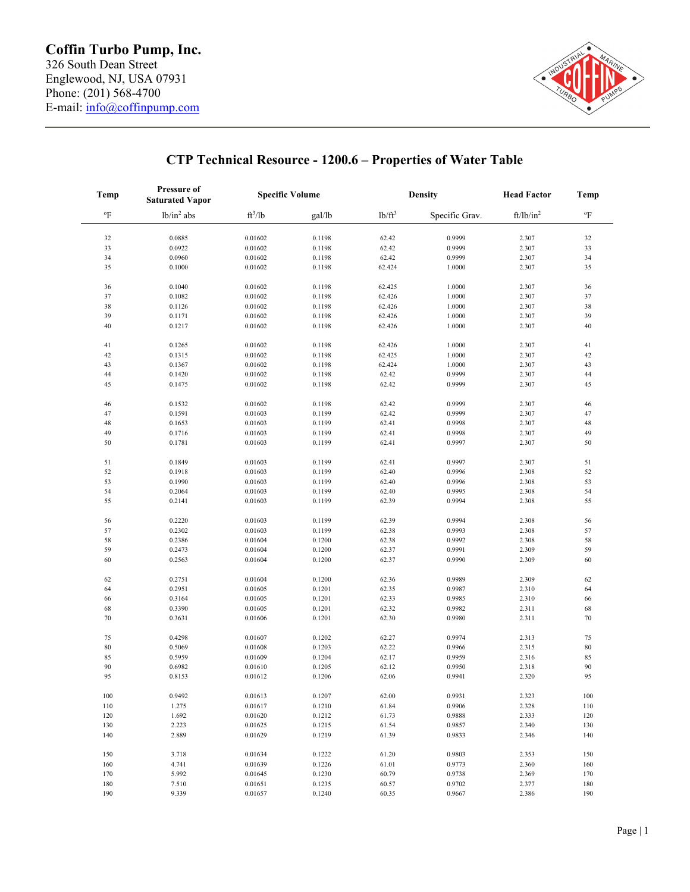**Coffin Turbo Pump, Inc.**
326 South Dean Street
Englewood, NJ, USA 07931
Phone: (201) 568-4700
E-mail: info@coffinpump.com

# CTP Technical Resource - 1200.6 – Properties of Water Table

| Temp | Pressure of Saturated Vapor | Specific Volume | | Density | | Head Factor | Temp |
|---|---|---|---|---|---|---|---|
| °F | lb/in$^2$ abs | ft$^3$/lb | gal/lb | lb/ft$^3$ | Specific Grav. | ft/lb/in$^2$ | °F |
| 32 | 0.0885 | 0.01602 | 0.1198 | 62.42 | 0.9999 | 2.307 | 32 |
| 33 | 0.0922 | 0.01602 | 0.1198 | 62.42 | 0.9999 | 2.307 | 33 |
| 34 | 0.0960 | 0.01602 | 0.1198 | 62.42 | 0.9999 | 2.307 | 34 |
| 35 | 0.1000 | 0.01602 | 0.1198 | 62.424 | 1.0000 | 2.307 | 35 |
| 36 | 0.1040 | 0.01602 | 0.1198 | 62.425 | 1.0000 | 2.307 | 36 |
| 37 | 0.1082 | 0.01602 | 0.1198 | 62.426 | 1.0000 | 2.307 | 37 |
| 38 | 0.1126 | 0.01602 | 0.1198 | 62.426 | 1.0000 | 2.307 | 38 |
| 39 | 0.1171 | 0.01602 | 0.1198 | 62.426 | 1.0000 | 2.307 | 39 |
| 40 | 0.1217 | 0.01602 | 0.1198 | 62.426 | 1.0000 | 2.307 | 40 |
| 41 | 0.1265 | 0.01602 | 0.1198 | 62.426 | 1.0000 | 2.307 | 41 |
| 42 | 0.1315 | 0.01602 | 0.1198 | 62.425 | 1.0000 | 2.307 | 42 |
| 43 | 0.1367 | 0.01602 | 0.1198 | 62.424 | 1.0000 | 2.307 | 43 |
| 44 | 0.1420 | 0.01602 | 0.1198 | 62.42 | 0.9999 | 2.307 | 44 |
| 45 | 0.1475 | 0.01602 | 0.1198 | 62.42 | 0.9999 | 2.307 | 45 |
| 46 | 0.1532 | 0.01602 | 0.1198 | 62.42 | 0.9999 | 2.307 | 46 |
| 47 | 0.1591 | 0.01603 | 0.1199 | 62.42 | 0.9999 | 2.307 | 47 |
| 48 | 0.1653 | 0.01603 | 0.1199 | 62.41 | 0.9998 | 2.307 | 48 |
| 49 | 0.1716 | 0.01603 | 0.1199 | 62.41 | 0.9998 | 2.307 | 49 |
| 50 | 0.1781 | 0.01603 | 0.1199 | 62.41 | 0.9997 | 2.307 | 50 |
| 51 | 0.1849 | 0.01603 | 0.1199 | 62.41 | 0.9997 | 2.307 | 51 |
| 52 | 0.1918 | 0.01603 | 0.1199 | 62.40 | 0.9996 | 2.308 | 52 |
| 53 | 0.1990 | 0.01603 | 0.1199 | 62.40 | 0.9996 | 2.308 | 53 |
| 54 | 0.2064 | 0.01603 | 0.1199 | 62.40 | 0.9995 | 2.308 | 54 |
| 55 | 0.2141 | 0.01603 | 0.1199 | 62.39 | 0.9994 | 2.308 | 55 |
| 56 | 0.2220 | 0.01603 | 0.1199 | 62.39 | 0.9994 | 2.308 | 56 |
| 57 | 0.2302 | 0.01603 | 0.1199 | 62.38 | 0.9993 | 2.308 | 57 |
| 58 | 0.2386 | 0.01604 | 0.1200 | 62.38 | 0.9992 | 2.308 | 58 |
| 59 | 0.2473 | 0.01604 | 0.1200 | 62.37 | 0.9991 | 2.309 | 59 |
| 60 | 0.2563 | 0.01604 | 0.1200 | 62.37 | 0.9990 | 2.309 | 60 |
| 62 | 0.2751 | 0.01604 | 0.1200 | 62.36 | 0.9989 | 2.309 | 62 |
| 64 | 0.2951 | 0.01605 | 0.1201 | 62.35 | 0.9987 | 2.310 | 64 |
| 66 | 0.3164 | 0.01605 | 0.1201 | 62.33 | 0.9985 | 2.310 | 66 |
| 68 | 0.3390 | 0.01605 | 0.1201 | 62.32 | 0.9982 | 2.311 | 68 |
| 70 | 0.3631 | 0.01606 | 0.1201 | 62.30 | 0.9980 | 2.311 | 70 |
| 75 | 0.4298 | 0.01607 | 0.1202 | 62.27 | 0.9974 | 2.313 | 75 |
| 80 | 0.5069 | 0.01608 | 0.1203 | 62.22 | 0.9966 | 2.315 | 80 |
| 85 | 0.5959 | 0.01609 | 0.1204 | 62.17 | 0.9959 | 2.316 | 85 |
| 90 | 0.6982 | 0.01610 | 0.1205 | 62.12 | 0.9950 | 2.318 | 90 |
| 95 | 0.8153 | 0.01612 | 0.1206 | 62.06 | 0.9941 | 2.320 | 95 |
| 100 | 0.9492 | 0.01613 | 0.1207 | 62.00 | 0.9931 | 2.323 | 100 |
| 110 | 1.275 | 0.01617 | 0.1210 | 61.84 | 0.9906 | 2.328 | 110 |
| 120 | 1.692 | 0.01620 | 0.1212 | 61.73 | 0.9888 | 2.333 | 120 |
| 130 | 2.223 | 0.01625 | 0.1215 | 61.54 | 0.9857 | 2.340 | 130 |
| 140 | 2.889 | 0.01629 | 0.1219 | 61.39 | 0.9833 | 2.346 | 140 |
| 150 | 3.718 | 0.01634 | 0.1222 | 61.20 | 0.9803 | 2.353 | 150 |
| 160 | 4.741 | 0.01639 | 0.1226 | 61.01 | 0.9773 | 2.360 | 160 |
| 170 | 5.992 | 0.01645 | 0.1230 | 60.79 | 0.9738 | 2.369 | 170 |
| 180 | 7.510 | 0.01651 | 0.1235 | 60.57 | 0.9702 | 2.377 | 180 |
| 190 | 9.339 | 0.01657 | 0.1240 | 60.35 | 0.9667 | 2.386 | 190 |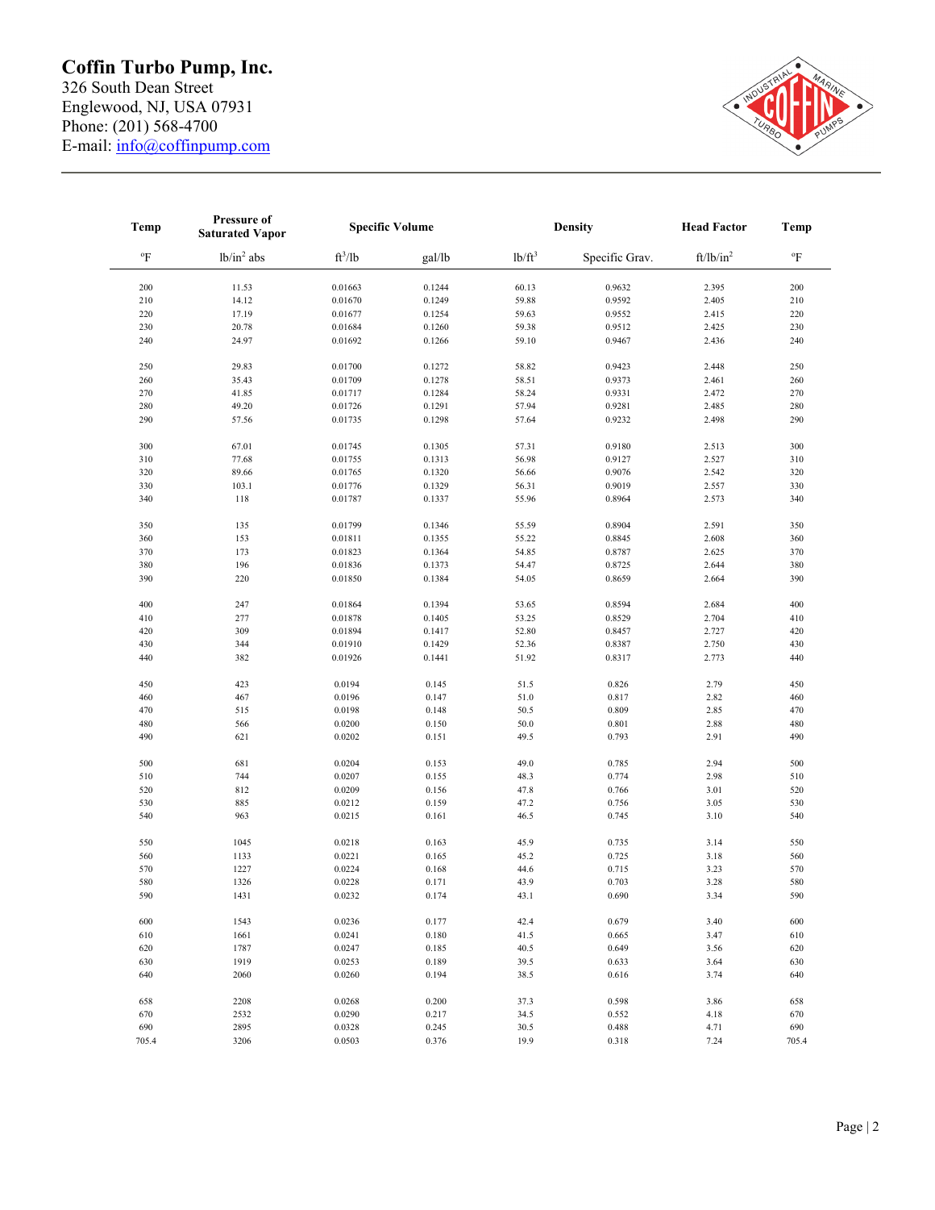**Coffin Turbo Pump, Inc.**
326 South Dean Street
Englewood, NJ, USA 07931
Phone: (201) 568-4700
E-mail: info@coffinpump.com

| Temp | Pressure of Saturated Vapor | Specific Volume | | Density | | Head Factor | Temp |
|---|---|---|---|---|---|---|---|
| °F | lb/in$^2$ abs | ft$^3$/lb | gal/lb | lb/ft$^3$ | Specific Grav. | ft/lb/in$^2$ | °F |
| 200 | 11.53 | 0.01663 | 0.1244 | 60.13 | 0.9632 | 2.395 | 200 |
| 210 | 14.12 | 0.01670 | 0.1249 | 59.88 | 0.9592 | 2.405 | 210 |
| 220 | 17.19 | 0.01677 | 0.1254 | 59.63 | 0.9552 | 2.415 | 220 |
| 230 | 20.78 | 0.01684 | 0.1260 | 59.38 | 0.9512 | 2.425 | 230 |
| 240 | 24.97 | 0.01692 | 0.1266 | 59.10 | 0.9467 | 2.436 | 240 |
| 250 | 29.83 | 0.01700 | 0.1272 | 58.82 | 0.9423 | 2.448 | 250 |
| 260 | 35.43 | 0.01709 | 0.1278 | 58.51 | 0.9373 | 2.461 | 260 |
| 270 | 41.85 | 0.01717 | 0.1284 | 58.24 | 0.9331 | 2.472 | 270 |
| 280 | 49.20 | 0.01726 | 0.1291 | 57.94 | 0.9281 | 2.485 | 280 |
| 290 | 57.56 | 0.01735 | 0.1298 | 57.64 | 0.9232 | 2.498 | 290 |
| 300 | 67.01 | 0.01745 | 0.1305 | 57.31 | 0.9180 | 2.513 | 300 |
| 310 | 77.68 | 0.01755 | 0.1313 | 56.98 | 0.9127 | 2.527 | 310 |
| 320 | 89.66 | 0.01765 | 0.1320 | 56.66 | 0.9076 | 2.542 | 320 |
| 330 | 103.1 | 0.01776 | 0.1329 | 56.31 | 0.9019 | 2.557 | 330 |
| 340 | 118 | 0.01787 | 0.1337 | 55.96 | 0.8964 | 2.573 | 340 |
| 350 | 135 | 0.01799 | 0.1346 | 55.59 | 0.8904 | 2.591 | 350 |
| 360 | 153 | 0.01811 | 0.1355 | 55.22 | 0.8845 | 2.608 | 360 |
| 370 | 173 | 0.01823 | 0.1364 | 54.85 | 0.8787 | 2.625 | 370 |
| 380 | 196 | 0.01836 | 0.1373 | 54.47 | 0.8725 | 2.644 | 380 |
| 390 | 220 | 0.01850 | 0.1384 | 54.05 | 0.8659 | 2.664 | 390 |
| 400 | 247 | 0.01864 | 0.1394 | 53.65 | 0.8594 | 2.684 | 400 |
| 410 | 277 | 0.01878 | 0.1405 | 53.25 | 0.8529 | 2.704 | 410 |
| 420 | 309 | 0.01894 | 0.1417 | 52.80 | 0.8457 | 2.727 | 420 |
| 430 | 344 | 0.01910 | 0.1429 | 52.36 | 0.8387 | 2.750 | 430 |
| 440 | 382 | 0.01926 | 0.1441 | 51.92 | 0.8317 | 2.773 | 440 |
| 450 | 423 | 0.0194 | 0.145 | 51.5 | 0.826 | 2.79 | 450 |
| 460 | 467 | 0.0196 | 0.147 | 51.0 | 0.817 | 2.82 | 460 |
| 470 | 515 | 0.0198 | 0.148 | 50.5 | 0.809 | 2.85 | 470 |
| 480 | 566 | 0.0200 | 0.150 | 50.0 | 0.801 | 2.88 | 480 |
| 490 | 621 | 0.0202 | 0.151 | 49.5 | 0.793 | 2.91 | 490 |
| 500 | 681 | 0.0204 | 0.153 | 49.0 | 0.785 | 2.94 | 500 |
| 510 | 744 | 0.0207 | 0.155 | 48.3 | 0.774 | 2.98 | 510 |
| 520 | 812 | 0.0209 | 0.156 | 47.8 | 0.766 | 3.01 | 520 |
| 530 | 885 | 0.0212 | 0.159 | 47.2 | 0.756 | 3.05 | 530 |
| 540 | 963 | 0.0215 | 0.161 | 46.5 | 0.745 | 3.10 | 540 |
| 550 | 1045 | 0.0218 | 0.163 | 45.9 | 0.735 | 3.14 | 550 |
| 560 | 1133 | 0.0221 | 0.165 | 45.2 | 0.725 | 3.18 | 560 |
| 570 | 1227 | 0.0224 | 0.168 | 44.6 | 0.715 | 3.23 | 570 |
| 580 | 1326 | 0.0228 | 0.171 | 43.9 | 0.703 | 3.28 | 580 |
| 590 | 1431 | 0.0232 | 0.174 | 43.1 | 0.690 | 3.34 | 590 |
| 600 | 1543 | 0.0236 | 0.177 | 42.4 | 0.679 | 3.40 | 600 |
| 610 | 1661 | 0.0241 | 0.180 | 41.5 | 0.665 | 3.47 | 610 |
| 620 | 1787 | 0.0247 | 0.185 | 40.5 | 0.649 | 3.56 | 620 |
| 630 | 1919 | 0.0253 | 0.189 | 39.5 | 0.633 | 3.64 | 630 |
| 640 | 2060 | 0.0260 | 0.194 | 38.5 | 0.616 | 3.74 | 640 |
| 658 | 2208 | 0.0268 | 0.200 | 37.3 | 0.598 | 3.86 | 658 |
| 670 | 2532 | 0.0290 | 0.217 | 34.5 | 0.552 | 4.18 | 670 |
| 690 | 2895 | 0.0328 | 0.245 | 30.5 | 0.488 | 4.71 | 690 |
| 705.4 | 3206 | 0.0503 | 0.376 | 19.9 | 0.318 | 7.24 | 705.4 |